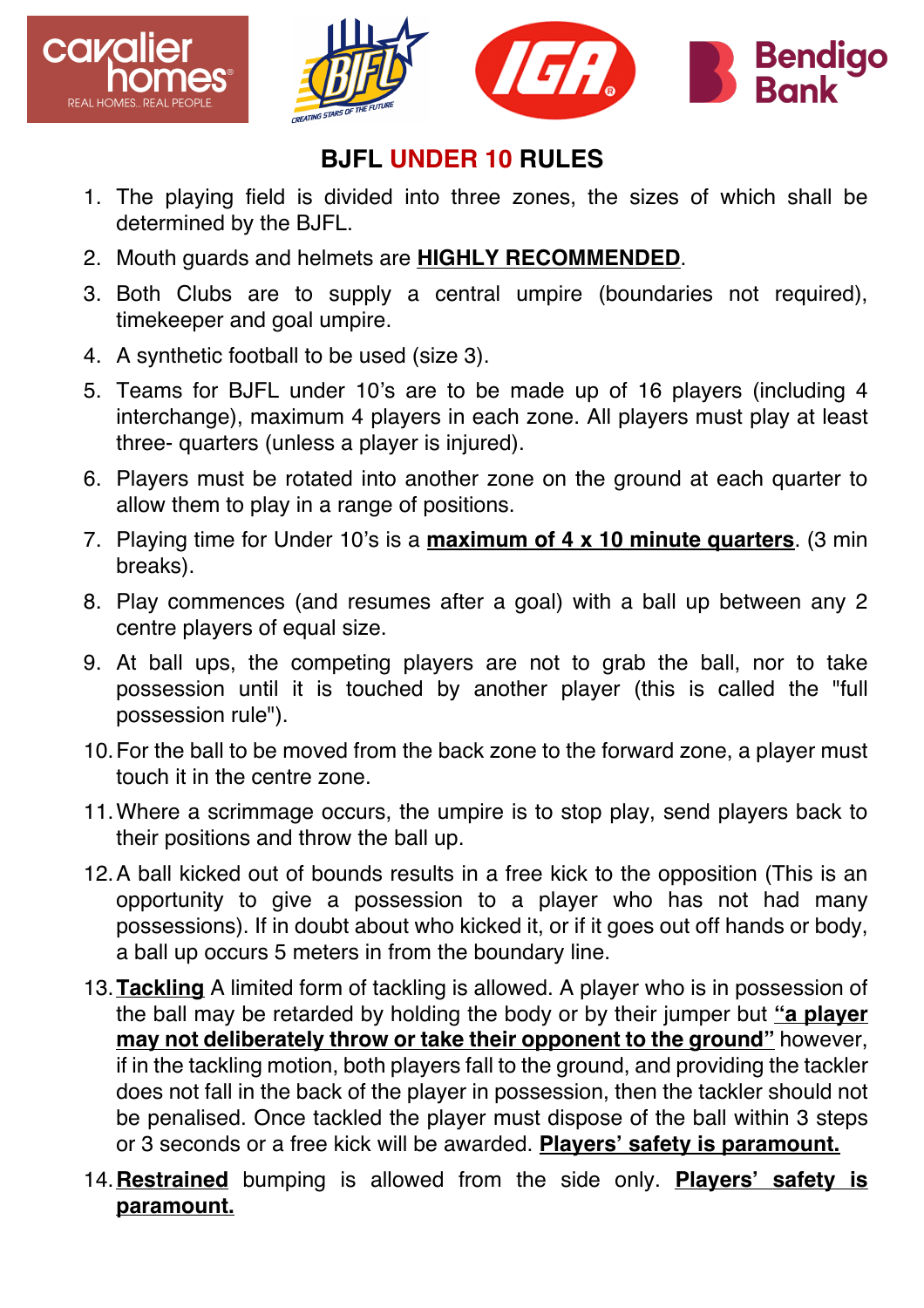# BJFL UNDER 10 RULES

1. The playing field is divided into three zones, the sizes of which shall be determined by the BJFL.
2. Mouth guards and helmets are **HIGHLY RECOMMENDED**.
3. Both Clubs are to supply a central umpire (boundaries not required), timekeeper and goal umpire.
4. A synthetic football to be used (size 3).
5. Teams for BJFL under 10's are to be made up of 16 players (including 4 interchange), maximum 4 players in each zone. All players must play at least three- quarters (unless a player is injured).
6. Players must be rotated into another zone on the ground at each quarter to allow them to play in a range of positions.
7. Playing time for Under 10's is a **maximum of 4 x 10 minute quarters**. (3 min breaks).
8. Play commences (and resumes after a goal) with a ball up between any 2 centre players of equal size.
9. At ball ups, the competing players are not to grab the ball, nor to take possession until it is touched by another player (this is called the "full possession rule").
10. For the ball to be moved from the back zone to the forward zone, a player must touch it in the centre zone.
11. Where a scrimmage occurs, the umpire is to stop play, send players back to their positions and throw the ball up.
12. A ball kicked out of bounds results in a free kick to the opposition (This is an opportunity to give a possession to a player who has not had many possessions). If in doubt about who kicked it, or if it goes out off hands or body, a ball up occurs 5 meters in from the boundary line.
13. **Tackling** A limited form of tackling is allowed. A player who is in possession of the ball may be retarded by holding the body or by their jumper but **"a player may not deliberately throw or take their opponent to the ground"** however, if in the tackling motion, both players fall to the ground, and providing the tackler does not fall in the back of the player in possession, then the tackler should not be penalised. Once tackled the player must dispose of the ball within 3 steps or 3 seconds or a free kick will be awarded. **Players' safety is paramount.**
14. **Restrained** bumping is allowed from the side only. **Players' safety is paramount.**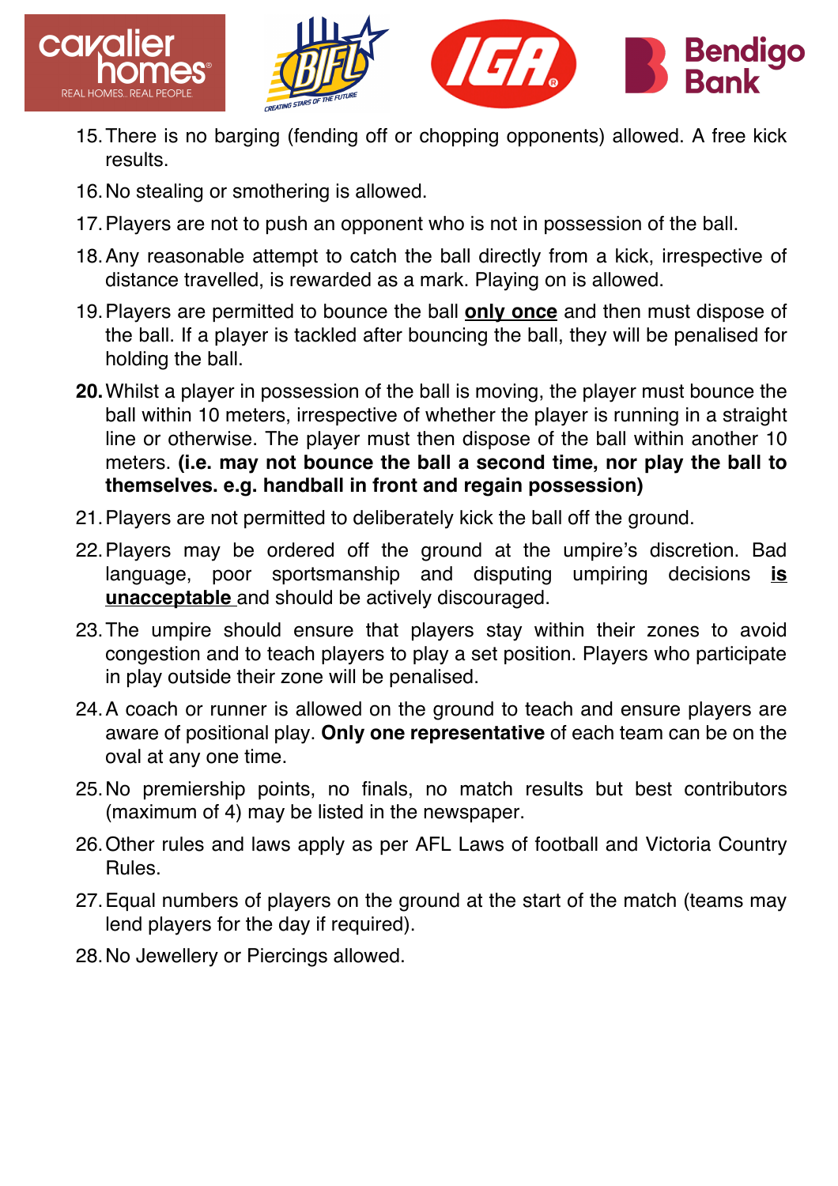15. There is no barging (fending off or chopping opponents) allowed. A free kick results.
16. No stealing or smothering is allowed.
17. Players are not to push an opponent who is not in possession of the ball.
18. Any reasonable attempt to catch the ball directly from a kick, irrespective of distance travelled, is rewarded as a mark. Playing on is allowed.
19. Players are permitted to bounce the ball **<u>only once</u>** and then must dispose of the ball. If a player is tackled after bouncing the ball, they will be penalised for holding the ball.
20. Whilst a player in possession of the ball is moving, the player must bounce the ball within 10 meters, irrespective of whether the player is running in a straight line or otherwise. The player must then dispose of the ball within another 10 meters. **(i.e. may not bounce the ball a second time, nor play the ball to themselves. e.g. handball in front and regain possession)**
21. Players are not permitted to deliberately kick the ball off the ground.
22. Players may be ordered off the ground at the umpire's discretion. Bad language, poor sportsmanship and disputing umpiring decisions **<u>is unacceptable</u>** and should be actively discouraged.
23. The umpire should ensure that players stay within their zones to avoid congestion and to teach players to play a set position. Players who participate in play outside their zone will be penalised.
24. A coach or runner is allowed on the ground to teach and ensure players are aware of positional play. **Only one representative** of each team can be on the oval at any one time.
25. No premiership points, no finals, no match results but best contributors (maximum of 4) may be listed in the newspaper.
26. Other rules and laws apply as per AFL Laws of football and Victoria Country Rules.
27. Equal numbers of players on the ground at the start of the match (teams may lend players for the day if required).
28. No Jewellery or Piercings allowed.